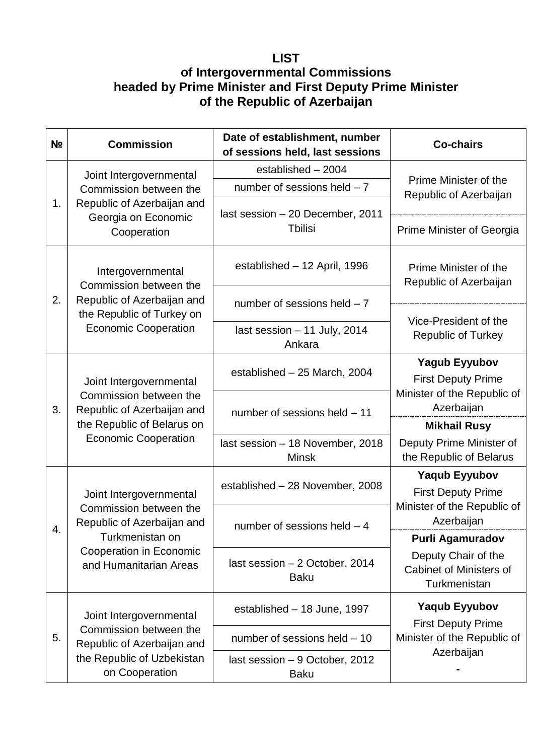# LIST
## of Intergovernmental Commissions headed by Prime Minister and First Deputy Prime Minister of the Republic of Azerbaijan

| № | Commission | Date of establishment, number of sessions held, last sessions | Co-chairs |
|---|---|---|---|
| 1. | Joint Intergovernmental Commission between the Republic of Azerbaijan and Georgia on Economic Cooperation | established – 2004 | Prime Minister of the Republic of Azerbaijan |
| | | number of sessions held – 7 | |
| | | last session – 20 December, 2011 Tbilisi | Prime Minister of Georgia |
| 2. | Intergovernmental Commission between the Republic of Azerbaijan and the Republic of Turkey on Economic Cooperation | established – 12 April, 1996 | Prime Minister of the Republic of Azerbaijan |
| | | number of sessions held – 7 | Vice-President of the Republic of Turkey |
| | | last session – 11 July, 2014 Ankara | |
| 3. | Joint Intergovernmental Commission between the Republic of Azerbaijan and the Republic of Belarus on Economic Cooperation | established – 25 March, 2004 | **Yagub Eyyubov** First Deputy Prime Minister of the Republic of Azerbaijan |
| | | number of sessions held – 11 | **Mikhail Rusy** Deputy Prime Minister of the Republic of Belarus |
| | | last session – 18 November, 2018 Minsk | |
| 4. | Joint Intergovernmental Commission between the Republic of Azerbaijan and Turkmenistan on Cooperation in Economic and Humanitarian Areas | established – 28 November, 2008 | **Yaqub Eyyubov** First Deputy Prime Minister of the Republic of Azerbaijan |
| | | number of sessions held – 4 | **Purli Agamuradov** Deputy Chair of the Cabinet of Ministers of Turkmenistan |
| | | last session – 2 October, 2014 Baku | |
| 5. | Joint Intergovernmental Commission between the Republic of Azerbaijan and the Republic of Uzbekistan on Cooperation | established – 18 June, 1997 | **Yaqub Eyyubov** First Deputy Prime Minister of the Republic of Azerbaijan |
| | | number of sessions held – 10 | **-** |
| | | last session – 9 October, 2012 Baku | |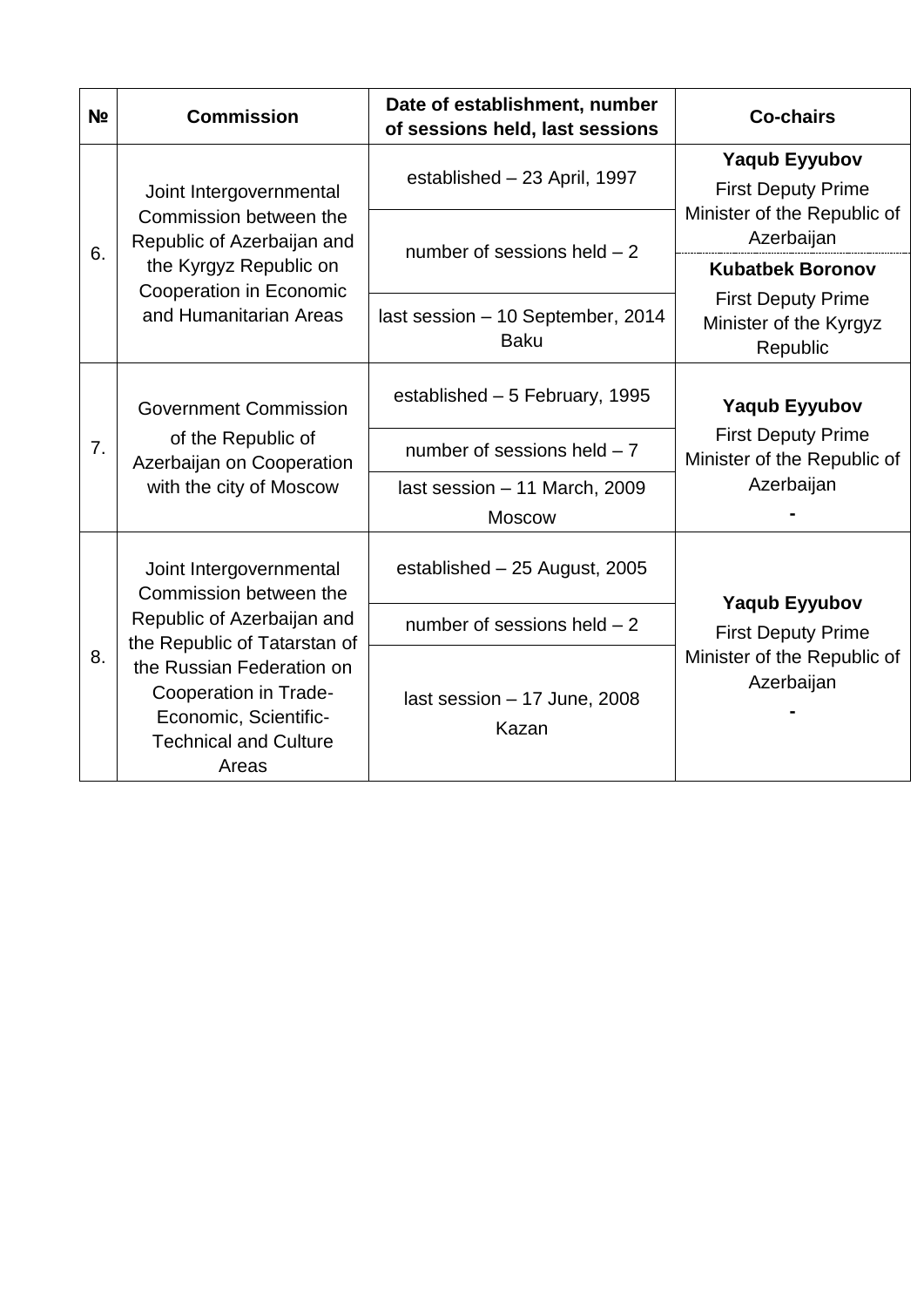| № | Commission | Date of establishment, number of sessions held, last sessions | Co-chairs |
|---|---|---|---|
| 6. | Joint Intergovernmental Commission between the Republic of Azerbaijan and the Kyrgyz Republic on Cooperation in Economic and Humanitarian Areas | established – 23 April, 1997<br>number of sessions held – 2<br>last session – 10 September, 2014 Baku | **Yaqub Eyyubov**<br>First Deputy Prime Minister of the Republic of Azerbaijan<br>**Kubatbek Boronov**<br>First Deputy Prime Minister of the Kyrgyz Republic |
| 7. | Government Commission of the Republic of Azerbaijan on Cooperation with the city of Moscow | established – 5 February, 1995<br>number of sessions held – 7<br>last session – 11 March, 2009 Moscow | **Yaqub Eyyubov**<br>First Deputy Prime Minister of the Republic of Azerbaijan<br>**-** |
| 8. | Joint Intergovernmental Commission between the Republic of Azerbaijan and the Republic of Tatarstan of the Russian Federation on Cooperation in Trade-Economic, Scientific-Technical and Culture Areas | established – 25 August, 2005<br>number of sessions held – 2<br>last session – 17 June, 2008 Kazan | **Yaqub Eyyubov**<br>First Deputy Prime Minister of the Republic of Azerbaijan<br>**-** |